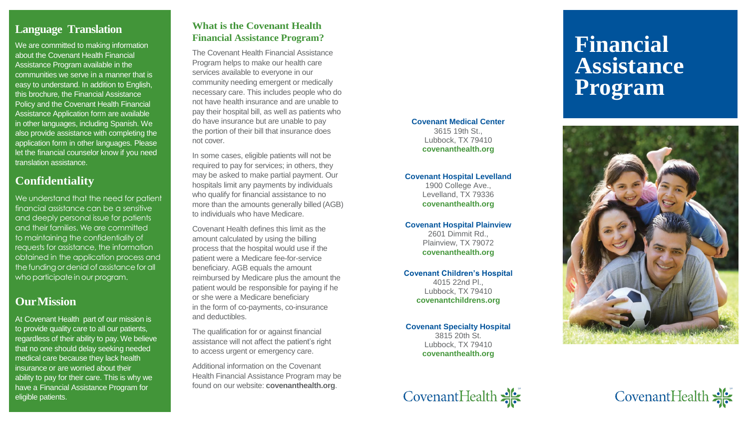## Language Translation

We are committed to making information about the Covenant Health Financial Assistance Program available in the communities we serve in a manner that is easy to understand. In addition to English, this brochure, the Financial Assistance Policy and the Covenant Health Financial Assistance Application form are available in other languages, including Spanish. We also provide assistance with completing the application form in other languages. Please let the financial counselor know if you need translation assistance.

## Confidentiality

We understand that the need for patient financial assistance can be a sensitive and deeply personal issue for patients and their families. We are committed to maintaining the confidentiality of requests for assistance, the information obtained in the application process and the funding or denial of assistance for all who participate in our program.

## Our Mission

At Covenant Health part of our mission is to provide quality care to all our patients, regardless of their ability to pay. We believe that no one should delay seeking needed medical care because they lack health insurance or are worried about their ability to pay for their care. This is why we have a Financial Assistance Program for eligible patients.

## What is the Covenant Health Financial Assistance Program?

The Covenant Health Financial Assistance Program helps to make our health care services available to everyone in our community needing emergent or medically necessary care. This includes people who do not have health insurance and are unable to pay their hospital bill, as well as patients who do have insurance but are unable to pay the portion of their bill that insurance does not cover.

In some cases, eligible patients will not be required to pay for services; in others, they may be asked to make partial payment. Our hospitals limit any payments by individuals who qualify for financial assistance to no more than the amounts generally billed (AGB) to individuals who have Medicare.

Covenant Health defines this limit as the amount calculated by using the billing process that the hospital would use if the patient were a Medicare fee-for-service beneficiary. AGB equals the amount reimbursed by Medicare plus the amount the patient would be responsible for paying if he or she were a Medicare beneficiary in the form of co-payments, co-insurance and deductibles.

The qualification for or against financial assistance will not affect the patient's right to access urgent or emergency care.

Additional information on the Covenant Health Financial Assistance Program may be found on our website: **covenanthealth.org**.

**Covenant Medical Center**
3615 19th St.,
Lubbock, TX 79410
**covenanthealth.org**

**Covenant Hospital Levelland**
1900 College Ave.,
Levelland, TX 79336
**covenanthealth.org**

**Covenant Hospital Plainview**
2601 Dimmit Rd.,
Plainview, TX 79072
**covenanthealth.org**

**Covenant Children's Hospital**
4015 22nd Pl.,
Lubbock, TX 79410
**covenantchildrens.org**

**Covenant Specialty Hospital**
3815 20th St.
Lubbock, TX 79410
**covenanthealth.org**

CovenantHealth

# Financial Assistance Program

CovenantHealth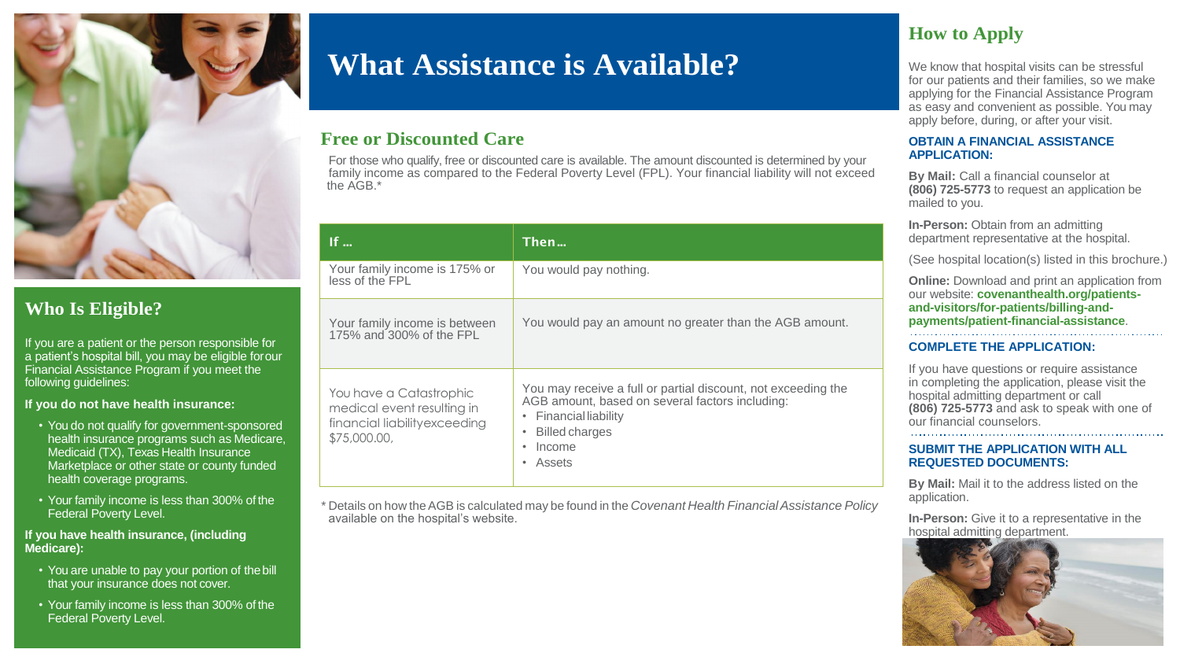## Who Is Eligible?

If you are a patient or the person responsible for a patient's hospital bill, you may be eligible for our Financial Assistance Program if you meet the following guidelines:

**If you do not have health insurance:**

- You do not qualify for government-sponsored health insurance programs such as Medicare, Medicaid (TX), Texas Health Insurance Marketplace or other state or county funded health coverage programs.
- Your family income is less than 300% of the Federal Poverty Level.

**If you have health insurance, (including Medicare):**

- You are unable to pay your portion of the bill that your insurance does not cover.
- Your family income is less than 300% of the Federal Poverty Level.

# What Assistance is Available?

## Free or Discounted Care

For those who qualify, free or discounted care is available. The amount discounted is determined by your family income as compared to the Federal Poverty Level (FPL). Your financial liability will not exceed the AGB.*

| If ... | Then... |
|---|---|
| Your family income is 175% or less of the FPL | You would pay nothing. |
| Your family income is between 175% and 300% of the FPL | You would pay an amount no greater than the AGB amount. |
| You have a Catastrophic medical event resulting in financial liability exceeding $75,000.00, | You may receive a full or partial discount, not exceeding the AGB amount, based on several factors including:<br>• Financial liability<br>• Billed charges<br>• Income<br>• Assets |

* Details on how the AGB is calculated may be found in the *Covenant Health Financial Assistance Policy* available on the hospital's website.

## How to Apply

We know that hospital visits can be stressful for our patients and their families, so we make applying for the Financial Assistance Program as easy and convenient as possible. You may apply before, during, or after your visit.

### OBTAIN A FINANCIAL ASSISTANCE APPLICATION:

**By Mail:** Call a financial counselor at **(806) 725-5773** to request an application be mailed to you.

**In-Person:** Obtain from an admitting department representative at the hospital.

(See hospital location(s) listed in this brochure.)

**Online:** Download and print an application from our website: **covenanthealth.org/patients-and-visitors/for-patients/billing-and-payments/patient-financial-assistance**.

### COMPLETE THE APPLICATION:

If you have questions or require assistance in completing the application, please visit the hospital admitting department or call **(806) 725-5773** and ask to speak with one of our financial counselors.

### SUBMIT THE APPLICATION WITH ALL REQUESTED DOCUMENTS:

**By Mail:** Mail it to the address listed on the application.

**In-Person:** Give it to a representative in the hospital admitting department.